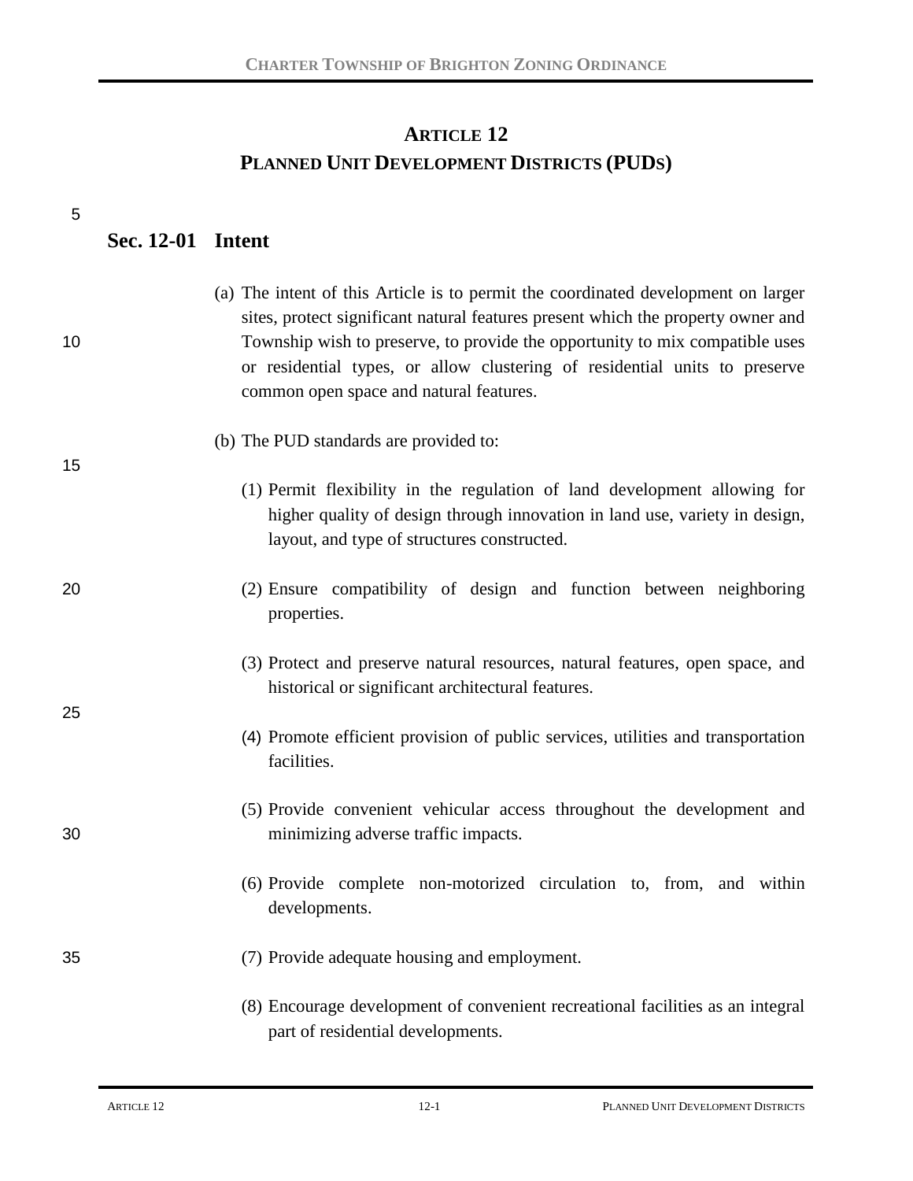# ARTICLE 12
# PLANNED UNIT DEVELOPMENT DISTRICTS (PUDS)

## Sec. 12-01 Intent

(a) The intent of this Article is to permit the coordinated development on larger sites, protect significant natural features present which the property owner and Township wish to preserve, to provide the opportunity to mix compatible uses or residential types, or allow clustering of residential units to preserve common open space and natural features.

(b) The PUD standards are provided to:

(1) Permit flexibility in the regulation of land development allowing for higher quality of design through innovation in land use, variety in design, layout, and type of structures constructed.

(2) Ensure compatibility of design and function between neighboring properties.

(3) Protect and preserve natural resources, natural features, open space, and historical or significant architectural features.

(4) Promote efficient provision of public services, utilities and transportation facilities.

(5) Provide convenient vehicular access throughout the development and minimizing adverse traffic impacts.

(6) Provide complete non-motorized circulation to, from, and within developments.

(7) Provide adequate housing and employment.

(8) Encourage development of convenient recreational facilities as an integral part of residential developments.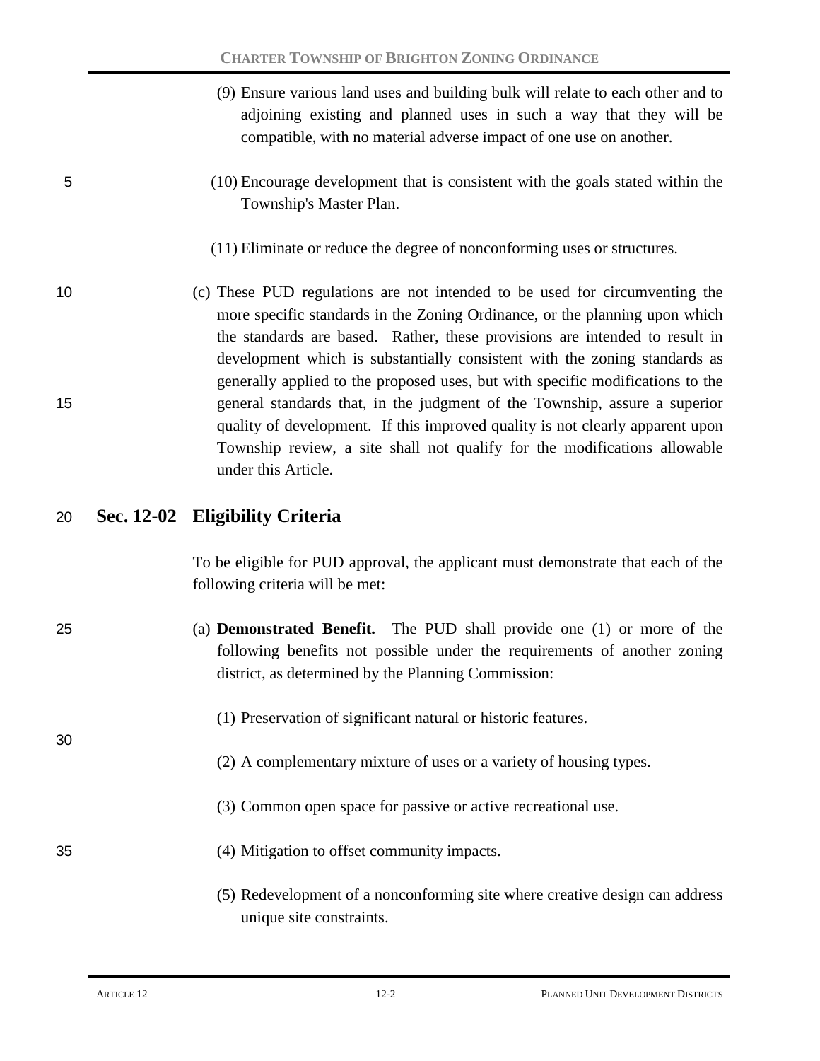(9) Ensure various land uses and building bulk will relate to each other and to adjoining existing and planned uses in such a way that they will be compatible, with no material adverse impact of one use on another.

(10) Encourage development that is consistent with the goals stated within the Township's Master Plan.

(11) Eliminate or reduce the degree of nonconforming uses or structures.

(c) These PUD regulations are not intended to be used for circumventing the more specific standards in the Zoning Ordinance, or the planning upon which the standards are based. Rather, these provisions are intended to result in development which is substantially consistent with the zoning standards as generally applied to the proposed uses, but with specific modifications to the general standards that, in the judgment of the Township, assure a superior quality of development. If this improved quality is not clearly apparent upon Township review, a site shall not qualify for the modifications allowable under this Article.

## Sec. 12-02 Eligibility Criteria

To be eligible for PUD approval, the applicant must demonstrate that each of the following criteria will be met:

(a) **Demonstrated Benefit.** The PUD shall provide one (1) or more of the following benefits not possible under the requirements of another zoning district, as determined by the Planning Commission:

(1) Preservation of significant natural or historic features.

(2) A complementary mixture of uses or a variety of housing types.

(3) Common open space for passive or active recreational use.

(4) Mitigation to offset community impacts.

(5) Redevelopment of a nonconforming site where creative design can address unique site constraints.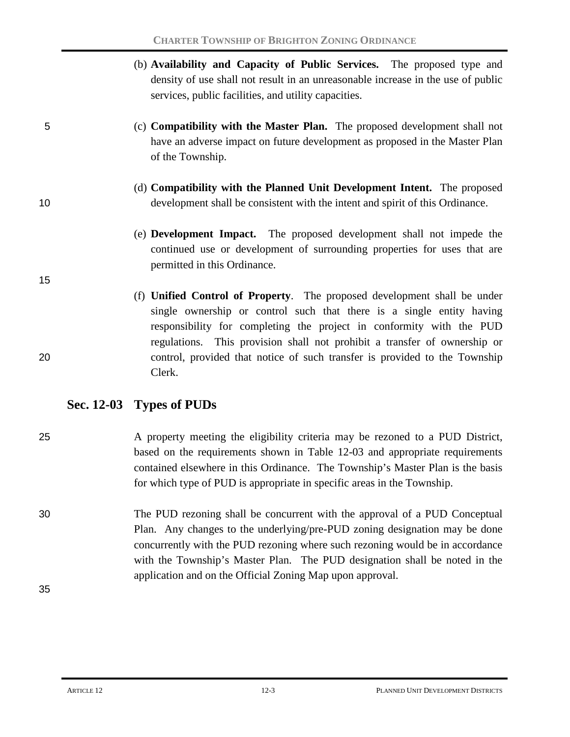(b) **Availability and Capacity of Public Services.** The proposed type and density of use shall not result in an unreasonable increase in the use of public services, public facilities, and utility capacities.

(c) **Compatibility with the Master Plan.** The proposed development shall not have an adverse impact on future development as proposed in the Master Plan of the Township.

(d) **Compatibility with the Planned Unit Development Intent.** The proposed development shall be consistent with the intent and spirit of this Ordinance.

(e) **Development Impact.** The proposed development shall not impede the continued use or development of surrounding properties for uses that are permitted in this Ordinance.

(f) **Unified Control of Property**. The proposed development shall be under single ownership or control such that there is a single entity having responsibility for completing the project in conformity with the PUD regulations. This provision shall not prohibit a transfer of ownership or control, provided that notice of such transfer is provided to the Township Clerk.

## Sec. 12-03 Types of PUDs

A property meeting the eligibility criteria may be rezoned to a PUD District, based on the requirements shown in Table 12-03 and appropriate requirements contained elsewhere in this Ordinance. The Township's Master Plan is the basis for which type of PUD is appropriate in specific areas in the Township.

The PUD rezoning shall be concurrent with the approval of a PUD Conceptual Plan. Any changes to the underlying/pre-PUD zoning designation may be done concurrently with the PUD rezoning where such rezoning would be in accordance with the Township's Master Plan. The PUD designation shall be noted in the application and on the Official Zoning Map upon approval.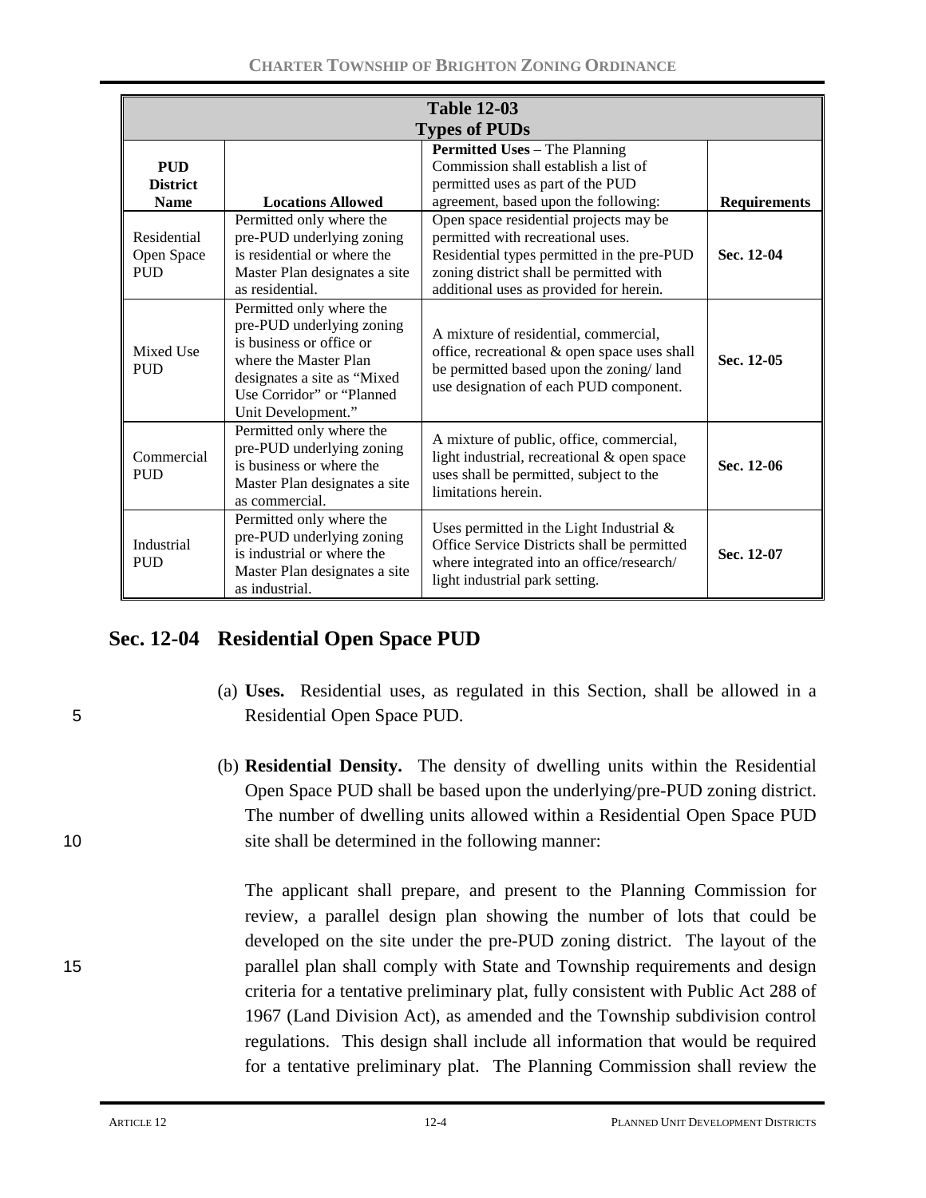| Table 12-03<br>Types of PUDs | | | |
|---|---|---|---|
| **PUD District Name** | **Locations Allowed** | **Permitted Uses** – The Planning Commission shall establish a list of permitted uses as part of the PUD agreement, based upon the following: | **Requirements** |
| Residential Open Space PUD | Permitted only where the pre-PUD underlying zoning is residential or where the Master Plan designates a site as residential. | Open space residential projects may be permitted with recreational uses. Residential types permitted in the pre-PUD zoning district shall be permitted with additional uses as provided for herein. | **Sec. 12-04** |
| Mixed Use PUD | Permitted only where the pre-PUD underlying zoning is business or office or where the Master Plan designates a site as "Mixed Use Corridor" or "Planned Unit Development." | A mixture of residential, commercial, office, recreational & open space uses shall be permitted based upon the zoning/ land use designation of each PUD component. | **Sec. 12-05** |
| Commercial PUD | Permitted only where the pre-PUD underlying zoning is business or where the Master Plan designates a site as commercial. | A mixture of public, office, commercial, light industrial, recreational & open space uses shall be permitted, subject to the limitations herein. | **Sec. 12-06** |
| Industrial PUD | Permitted only where the pre-PUD underlying zoning is industrial or where the Master Plan designates a site as industrial. | Uses permitted in the Light Industrial & Office Service Districts shall be permitted where integrated into an office/research/ light industrial park setting. | **Sec. 12-07** |

## Sec. 12-04 Residential Open Space PUD

(a) **Uses.** Residential uses, as regulated in this Section, shall be allowed in a Residential Open Space PUD.

(b) **Residential Density.** The density of dwelling units within the Residential Open Space PUD shall be based upon the underlying/pre-PUD zoning district. The number of dwelling units allowed within a Residential Open Space PUD site shall be determined in the following manner:

The applicant shall prepare, and present to the Planning Commission for review, a parallel design plan showing the number of lots that could be developed on the site under the pre-PUD zoning district. The layout of the parallel plan shall comply with State and Township requirements and design criteria for a tentative preliminary plat, fully consistent with Public Act 288 of 1967 (Land Division Act), as amended and the Township subdivision control regulations. This design shall include all information that would be required for a tentative preliminary plat. The Planning Commission shall review the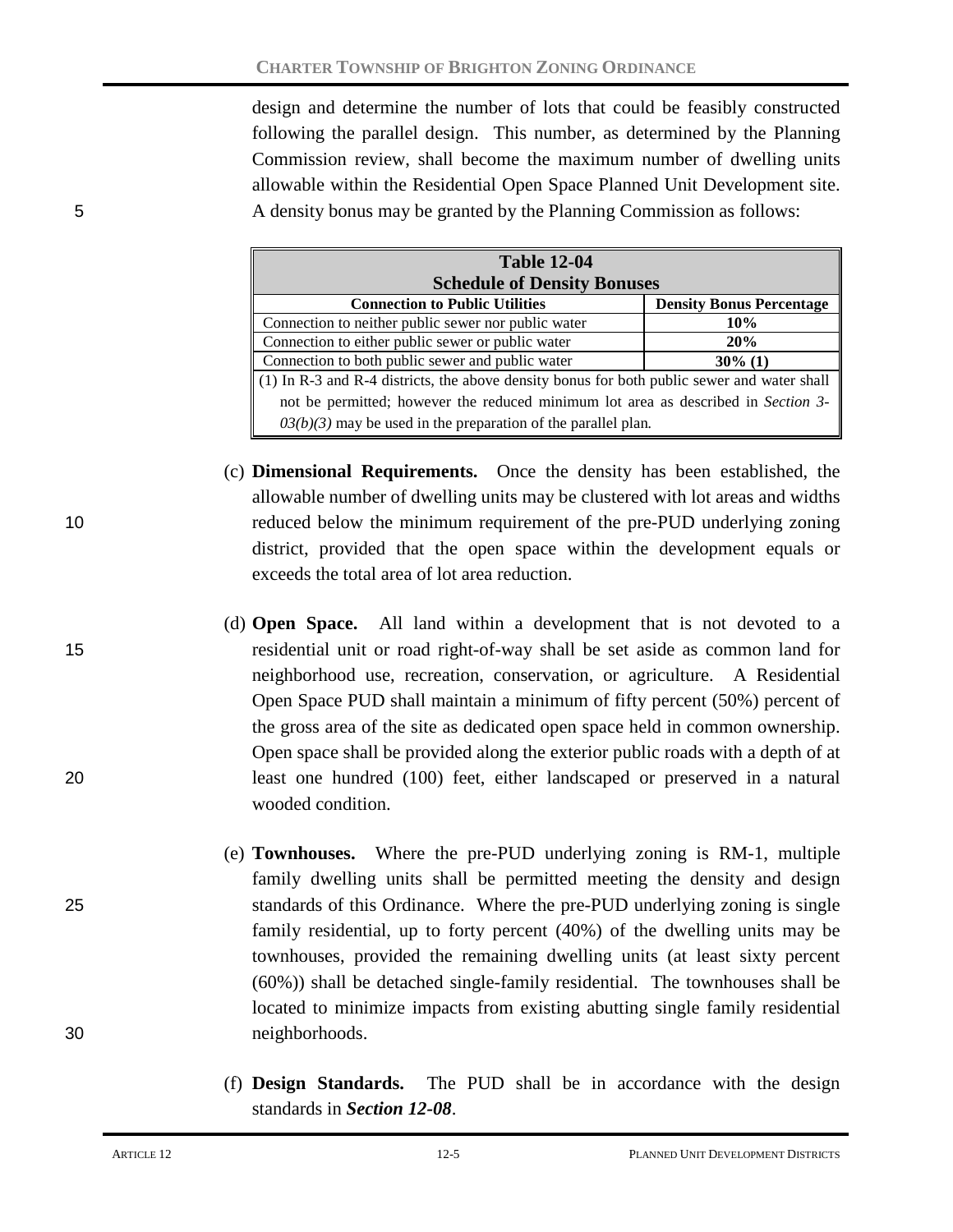design and determine the number of lots that could be feasibly constructed following the parallel design. This number, as determined by the Planning Commission review, shall become the maximum number of dwelling units allowable within the Residential Open Space Planned Unit Development site. A density bonus may be granted by the Planning Commission as follows:

| Table 12-04<br>Schedule of Density Bonuses | |
|---|---|
| **Connection to Public Utilities** | **Density Bonus Percentage** |
| Connection to neither public sewer nor public water | **10%** |
| Connection to either public sewer or public water | **20%** |
| Connection to both public sewer and public water | **30% (1)** |
| (1) In R-3 and R-4 districts, the above density bonus for both public sewer and water shall not be permitted; however the reduced minimum lot area as described in *Section 3-03(b)(3)* may be used in the preparation of the parallel plan. | |

(c) **Dimensional Requirements.** Once the density has been established, the allowable number of dwelling units may be clustered with lot areas and widths reduced below the minimum requirement of the pre-PUD underlying zoning district, provided that the open space within the development equals or exceeds the total area of lot area reduction.

(d) **Open Space.** All land within a development that is not devoted to a residential unit or road right-of-way shall be set aside as common land for neighborhood use, recreation, conservation, or agriculture. A Residential Open Space PUD shall maintain a minimum of fifty percent (50%) percent of the gross area of the site as dedicated open space held in common ownership. Open space shall be provided along the exterior public roads with a depth of at least one hundred (100) feet, either landscaped or preserved in a natural wooded condition.

(e) **Townhouses.** Where the pre-PUD underlying zoning is RM-1, multiple family dwelling units shall be permitted meeting the density and design standards of this Ordinance. Where the pre-PUD underlying zoning is single family residential, up to forty percent (40%) of the dwelling units may be townhouses, provided the remaining dwelling units (at least sixty percent (60%)) shall be detached single-family residential. The townhouses shall be located to minimize impacts from existing abutting single family residential neighborhoods.

(f) **Design Standards.** The PUD shall be in accordance with the design standards in ***Section 12-08***.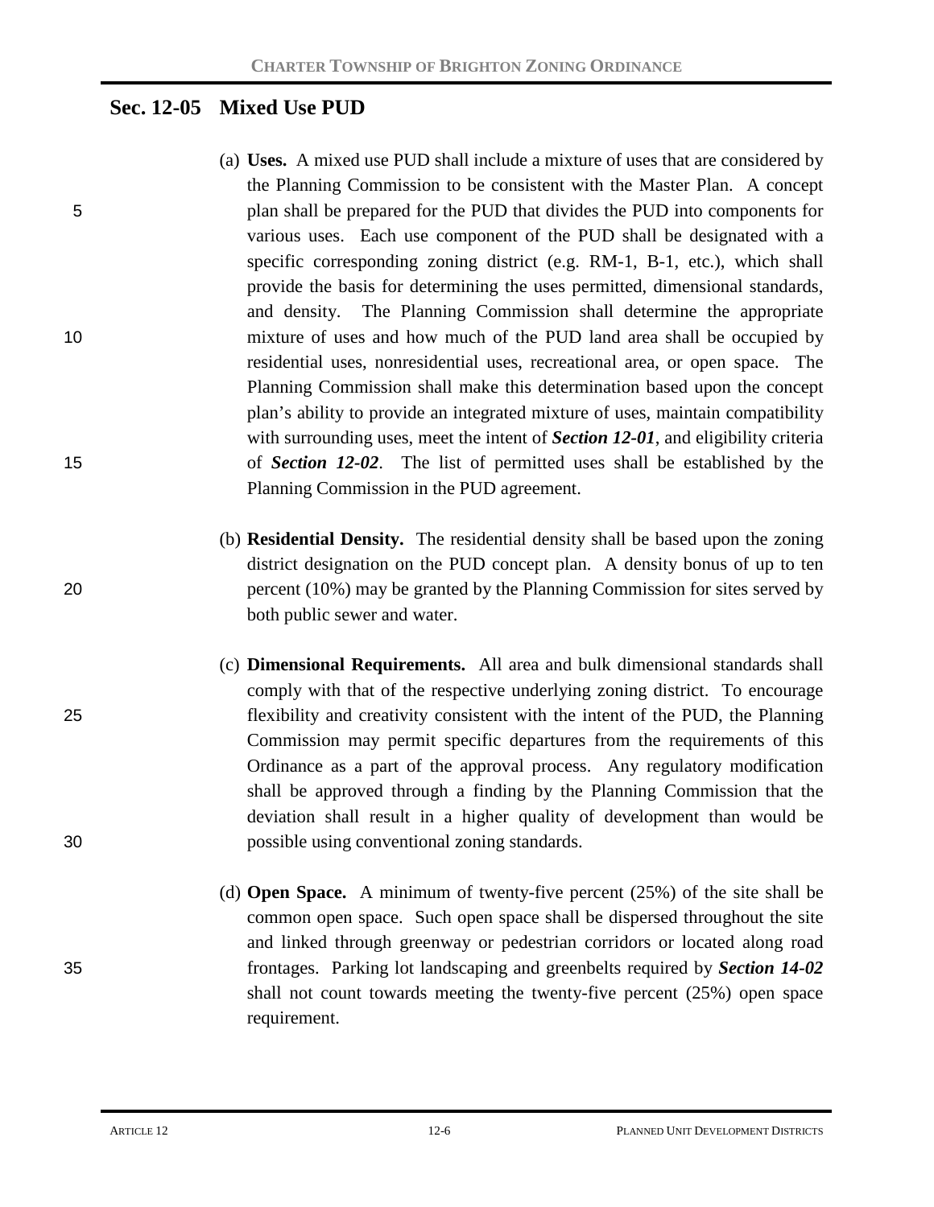## Sec. 12-05 Mixed Use PUD

(a) **Uses.** A mixed use PUD shall include a mixture of uses that are considered by the Planning Commission to be consistent with the Master Plan. A concept plan shall be prepared for the PUD that divides the PUD into components for various uses. Each use component of the PUD shall be designated with a specific corresponding zoning district (e.g. RM-1, B-1, etc.), which shall provide the basis for determining the uses permitted, dimensional standards, and density. The Planning Commission shall determine the appropriate mixture of uses and how much of the PUD land area shall be occupied by residential uses, nonresidential uses, recreational area, or open space. The Planning Commission shall make this determination based upon the concept plan's ability to provide an integrated mixture of uses, maintain compatibility with surrounding uses, meet the intent of ***Section 12-01***, and eligibility criteria of ***Section 12-02***. The list of permitted uses shall be established by the Planning Commission in the PUD agreement.

(b) **Residential Density.** The residential density shall be based upon the zoning district designation on the PUD concept plan. A density bonus of up to ten percent (10%) may be granted by the Planning Commission for sites served by both public sewer and water.

(c) **Dimensional Requirements.** All area and bulk dimensional standards shall comply with that of the respective underlying zoning district. To encourage flexibility and creativity consistent with the intent of the PUD, the Planning Commission may permit specific departures from the requirements of this Ordinance as a part of the approval process. Any regulatory modification shall be approved through a finding by the Planning Commission that the deviation shall result in a higher quality of development than would be possible using conventional zoning standards.

(d) **Open Space.** A minimum of twenty-five percent (25%) of the site shall be common open space. Such open space shall be dispersed throughout the site and linked through greenway or pedestrian corridors or located along road frontages. Parking lot landscaping and greenbelts required by ***Section 14-02*** shall not count towards meeting the twenty-five percent (25%) open space requirement.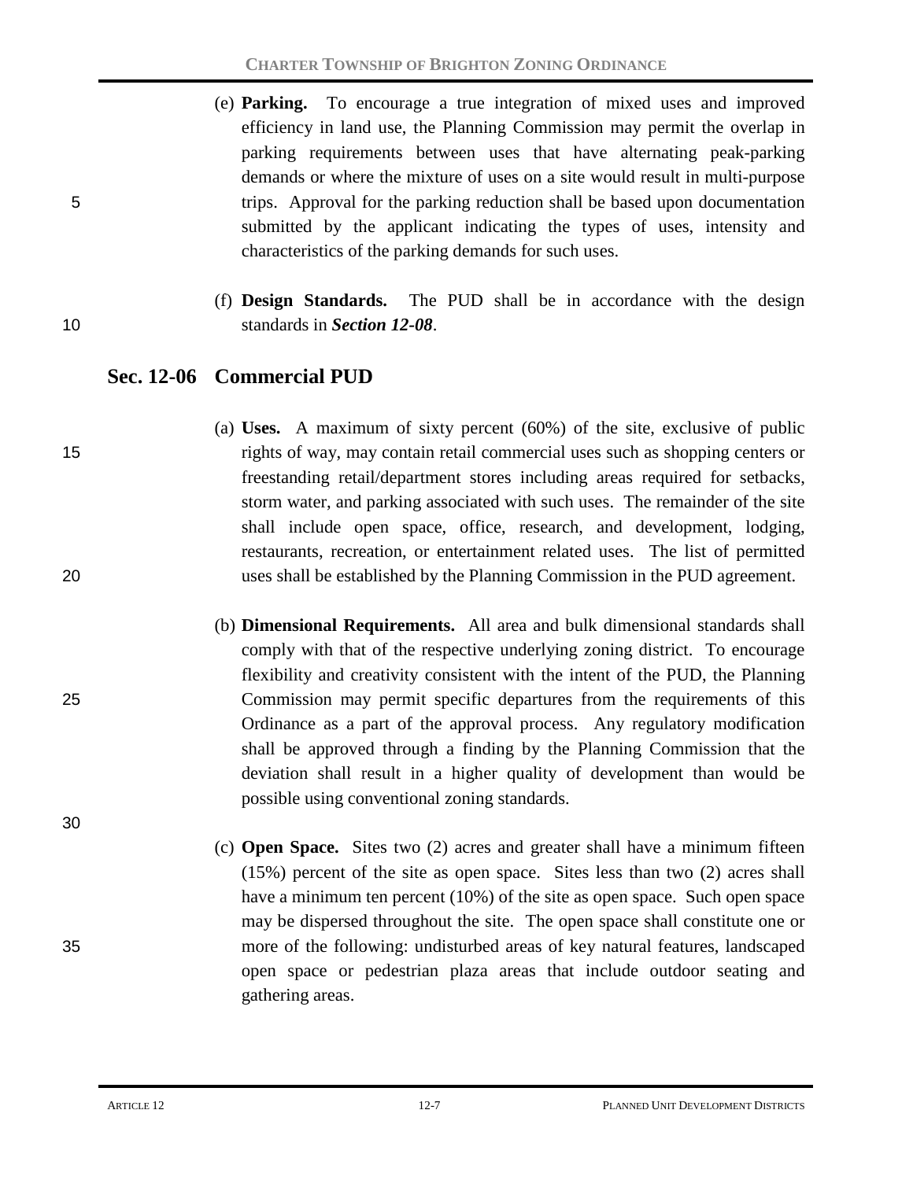(e) **Parking.** To encourage a true integration of mixed uses and improved efficiency in land use, the Planning Commission may permit the overlap in parking requirements between uses that have alternating peak-parking demands or where the mixture of uses on a site would result in multi-purpose trips. Approval for the parking reduction shall be based upon documentation submitted by the applicant indicating the types of uses, intensity and characteristics of the parking demands for such uses.

(f) **Design Standards.** The PUD shall be in accordance with the design standards in ***Section 12-08***.

## Sec. 12-06 Commercial PUD

(a) **Uses.** A maximum of sixty percent (60%) of the site, exclusive of public rights of way, may contain retail commercial uses such as shopping centers or freestanding retail/department stores including areas required for setbacks, storm water, and parking associated with such uses. The remainder of the site shall include open space, office, research, and development, lodging, restaurants, recreation, or entertainment related uses. The list of permitted uses shall be established by the Planning Commission in the PUD agreement.

(b) **Dimensional Requirements.** All area and bulk dimensional standards shall comply with that of the respective underlying zoning district. To encourage flexibility and creativity consistent with the intent of the PUD, the Planning Commission may permit specific departures from the requirements of this Ordinance as a part of the approval process. Any regulatory modification shall be approved through a finding by the Planning Commission that the deviation shall result in a higher quality of development than would be possible using conventional zoning standards.

(c) **Open Space.** Sites two (2) acres and greater shall have a minimum fifteen (15%) percent of the site as open space. Sites less than two (2) acres shall have a minimum ten percent (10%) of the site as open space. Such open space may be dispersed throughout the site. The open space shall constitute one or more of the following: undisturbed areas of key natural features, landscaped open space or pedestrian plaza areas that include outdoor seating and gathering areas.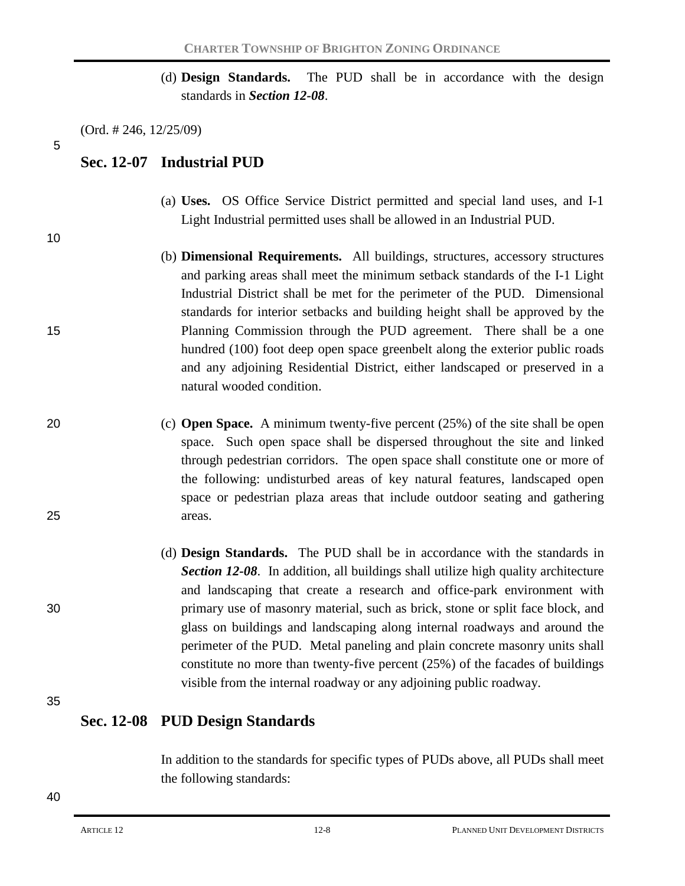(d) **Design Standards.** The PUD shall be in accordance with the design standards in ***Section 12-08***.

(Ord. # 246, 12/25/09)

## Sec. 12-07 Industrial PUD

(a) **Uses.** OS Office Service District permitted and special land uses, and I-1 Light Industrial permitted uses shall be allowed in an Industrial PUD.

(b) **Dimensional Requirements.** All buildings, structures, accessory structures and parking areas shall meet the minimum setback standards of the I-1 Light Industrial District shall be met for the perimeter of the PUD. Dimensional standards for interior setbacks and building height shall be approved by the Planning Commission through the PUD agreement. There shall be a one hundred (100) foot deep open space greenbelt along the exterior public roads and any adjoining Residential District, either landscaped or preserved in a natural wooded condition.

(c) **Open Space.** A minimum twenty-five percent (25%) of the site shall be open space. Such open space shall be dispersed throughout the site and linked through pedestrian corridors. The open space shall constitute one or more of the following: undisturbed areas of key natural features, landscaped open space or pedestrian plaza areas that include outdoor seating and gathering areas.

(d) **Design Standards.** The PUD shall be in accordance with the standards in ***Section 12-08***. In addition, all buildings shall utilize high quality architecture and landscaping that create a research and office-park environment with primary use of masonry material, such as brick, stone or split face block, and glass on buildings and landscaping along internal roadways and around the perimeter of the PUD. Metal paneling and plain concrete masonry units shall constitute no more than twenty-five percent (25%) of the facades of buildings visible from the internal roadway or any adjoining public roadway.

## Sec. 12-08 PUD Design Standards

In addition to the standards for specific types of PUDs above, all PUDs shall meet the following standards: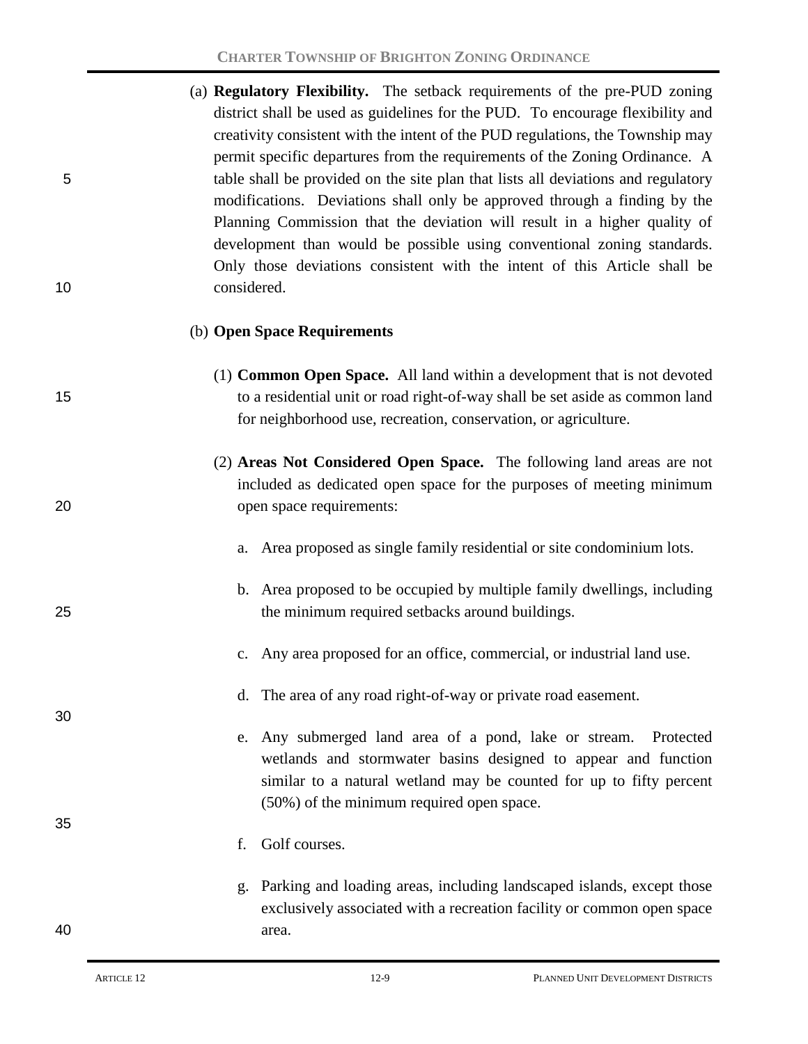(a) **Regulatory Flexibility.** The setback requirements of the pre-PUD zoning district shall be used as guidelines for the PUD. To encourage flexibility and creativity consistent with the intent of the PUD regulations, the Township may permit specific departures from the requirements of the Zoning Ordinance. A table shall be provided on the site plan that lists all deviations and regulatory modifications. Deviations shall only be approved through a finding by the Planning Commission that the deviation will result in a higher quality of development than would be possible using conventional zoning standards. Only those deviations consistent with the intent of this Article shall be considered.

(b) **Open Space Requirements**

(1) **Common Open Space.** All land within a development that is not devoted to a residential unit or road right-of-way shall be set aside as common land for neighborhood use, recreation, conservation, or agriculture.

(2) **Areas Not Considered Open Space.** The following land areas are not included as dedicated open space for the purposes of meeting minimum open space requirements:

a. Area proposed as single family residential or site condominium lots.

b. Area proposed to be occupied by multiple family dwellings, including the minimum required setbacks around buildings.

c. Any area proposed for an office, commercial, or industrial land use.

d. The area of any road right-of-way or private road easement.

e. Any submerged land area of a pond, lake or stream. Protected wetlands and stormwater basins designed to appear and function similar to a natural wetland may be counted for up to fifty percent (50%) of the minimum required open space.

f. Golf courses.

g. Parking and loading areas, including landscaped islands, except those exclusively associated with a recreation facility or common open space area.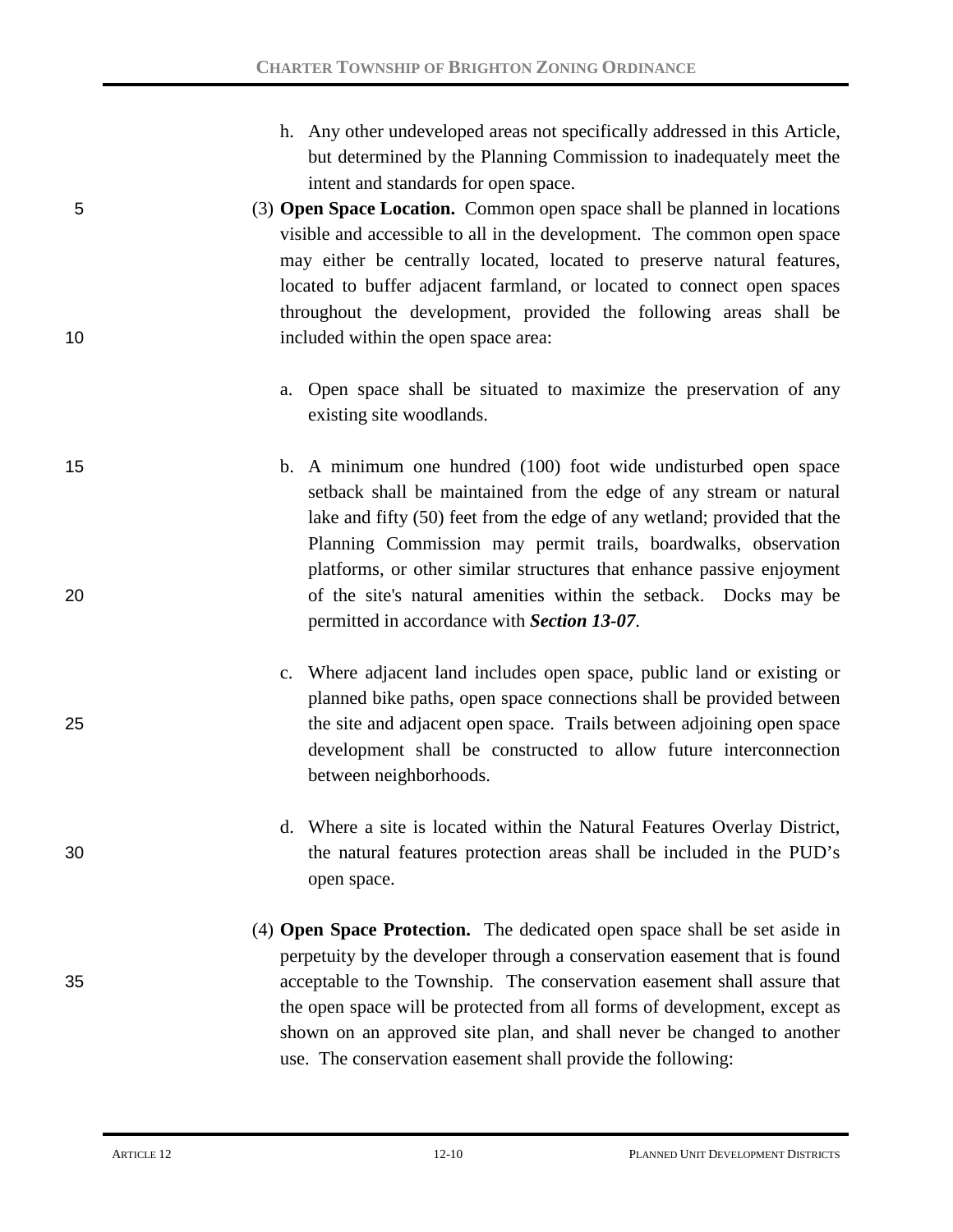h. Any other undeveloped areas not specifically addressed in this Article, but determined by the Planning Commission to inadequately meet the intent and standards for open space.

(3) **Open Space Location.** Common open space shall be planned in locations visible and accessible to all in the development. The common open space may either be centrally located, located to preserve natural features, located to buffer adjacent farmland, or located to connect open spaces throughout the development, provided the following areas shall be included within the open space area:

a. Open space shall be situated to maximize the preservation of any existing site woodlands.

b. A minimum one hundred (100) foot wide undisturbed open space setback shall be maintained from the edge of any stream or natural lake and fifty (50) feet from the edge of any wetland; provided that the Planning Commission may permit trails, boardwalks, observation platforms, or other similar structures that enhance passive enjoyment of the site's natural amenities within the setback. Docks may be permitted in accordance with ***Section 13-07***.

c. Where adjacent land includes open space, public land or existing or planned bike paths, open space connections shall be provided between the site and adjacent open space. Trails between adjoining open space development shall be constructed to allow future interconnection between neighborhoods.

d. Where a site is located within the Natural Features Overlay District, the natural features protection areas shall be included in the PUD's open space.

(4) **Open Space Protection.** The dedicated open space shall be set aside in perpetuity by the developer through a conservation easement that is found acceptable to the Township. The conservation easement shall assure that the open space will be protected from all forms of development, except as shown on an approved site plan, and shall never be changed to another use. The conservation easement shall provide the following: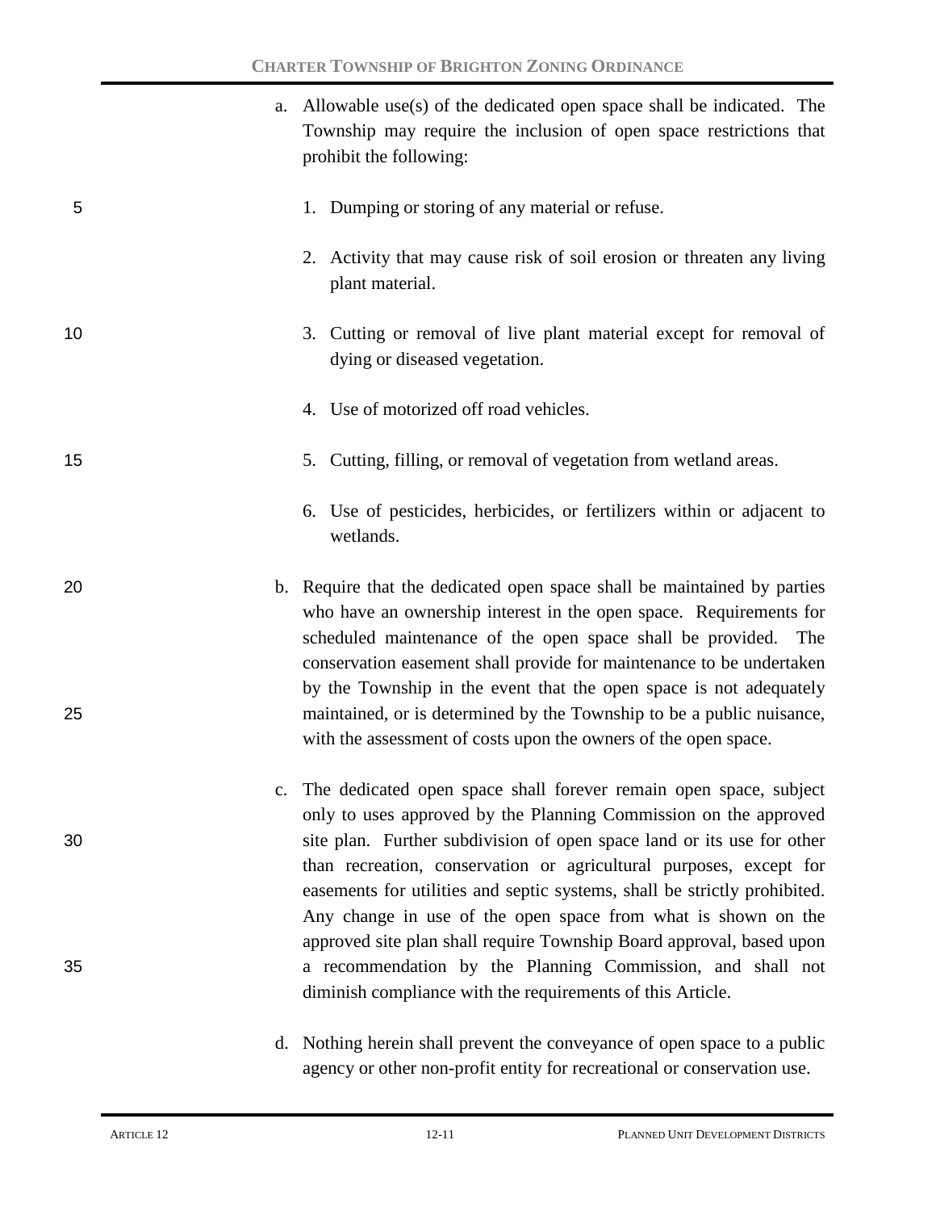a. Allowable use(s) of the dedicated open space shall be indicated. The Township may require the inclusion of open space restrictions that prohibit the following:

   1. Dumping or storing of any material or refuse.

   2. Activity that may cause risk of soil erosion or threaten any living plant material.

   3. Cutting or removal of live plant material except for removal of dying or diseased vegetation.

   4. Use of motorized off road vehicles.

   5. Cutting, filling, or removal of vegetation from wetland areas.

   6. Use of pesticides, herbicides, or fertilizers within or adjacent to wetlands.

b. Require that the dedicated open space shall be maintained by parties who have an ownership interest in the open space. Requirements for scheduled maintenance of the open space shall be provided. The conservation easement shall provide for maintenance to be undertaken by the Township in the event that the open space is not adequately maintained, or is determined by the Township to be a public nuisance, with the assessment of costs upon the owners of the open space.

c. The dedicated open space shall forever remain open space, subject only to uses approved by the Planning Commission on the approved site plan. Further subdivision of open space land or its use for other than recreation, conservation or agricultural purposes, except for easements for utilities and septic systems, shall be strictly prohibited. Any change in use of the open space from what is shown on the approved site plan shall require Township Board approval, based upon a recommendation by the Planning Commission, and shall not diminish compliance with the requirements of this Article.

d. Nothing herein shall prevent the conveyance of open space to a public agency or other non-profit entity for recreational or conservation use.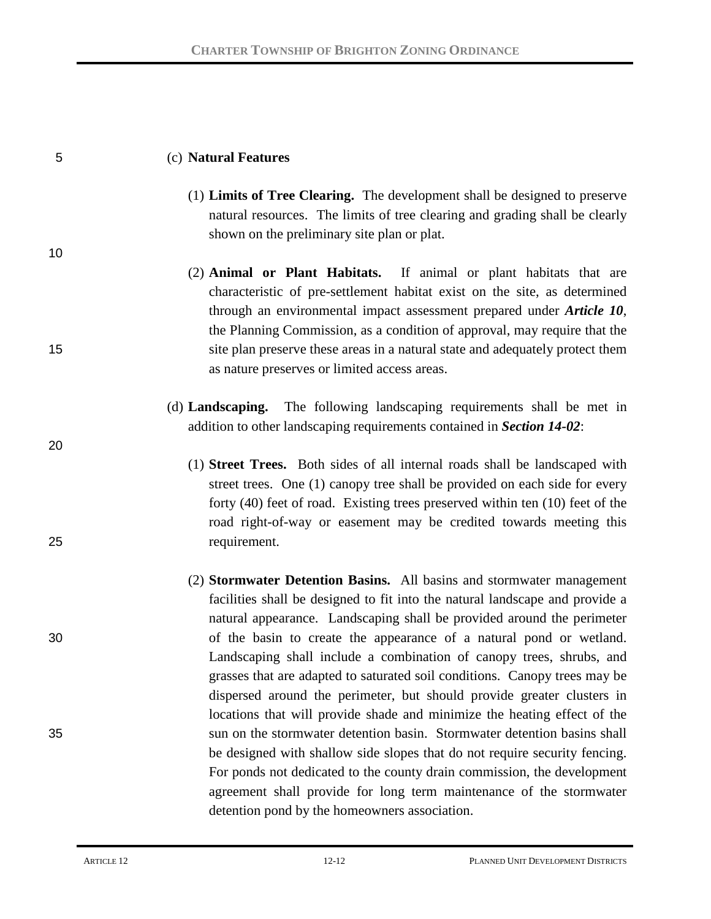(c) **Natural Features**

(1) **Limits of Tree Clearing.** The development shall be designed to preserve natural resources. The limits of tree clearing and grading shall be clearly shown on the preliminary site plan or plat.

(2) **Animal or Plant Habitats.** If animal or plant habitats that are characteristic of pre-settlement habitat exist on the site, as determined through an environmental impact assessment prepared under ***Article 10***, the Planning Commission, as a condition of approval, may require that the site plan preserve these areas in a natural state and adequately protect them as nature preserves or limited access areas.

(d) **Landscaping.** The following landscaping requirements shall be met in addition to other landscaping requirements contained in ***Section 14-02***:

(1) **Street Trees.** Both sides of all internal roads shall be landscaped with street trees. One (1) canopy tree shall be provided on each side for every forty (40) feet of road. Existing trees preserved within ten (10) feet of the road right-of-way or easement may be credited towards meeting this requirement.

(2) **Stormwater Detention Basins.** All basins and stormwater management facilities shall be designed to fit into the natural landscape and provide a natural appearance. Landscaping shall be provided around the perimeter of the basin to create the appearance of a natural pond or wetland. Landscaping shall include a combination of canopy trees, shrubs, and grasses that are adapted to saturated soil conditions. Canopy trees may be dispersed around the perimeter, but should provide greater clusters in locations that will provide shade and minimize the heating effect of the sun on the stormwater detention basin. Stormwater detention basins shall be designed with shallow side slopes that do not require security fencing. For ponds not dedicated to the county drain commission, the development agreement shall provide for long term maintenance of the stormwater detention pond by the homeowners association.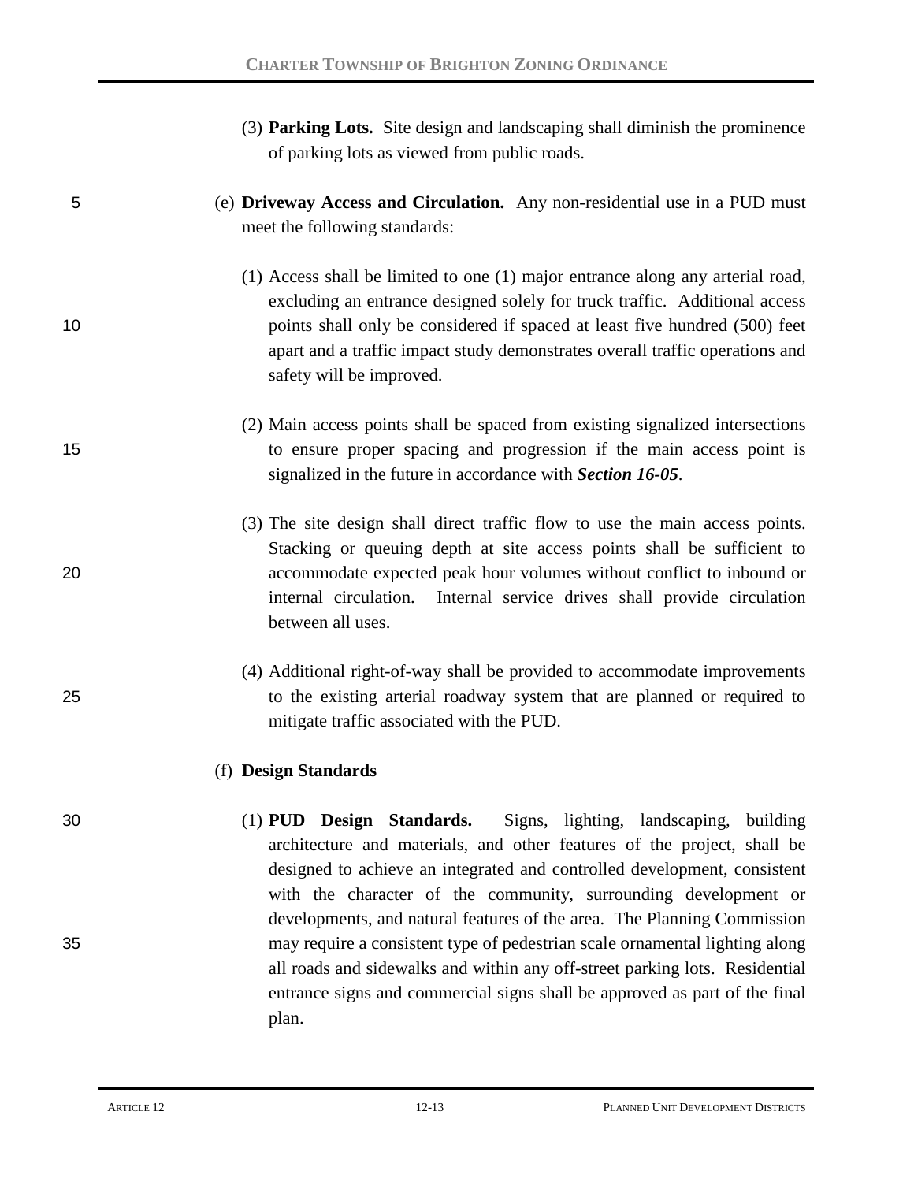(3) **Parking Lots.** Site design and landscaping shall diminish the prominence of parking lots as viewed from public roads.

(e) **Driveway Access and Circulation.** Any non-residential use in a PUD must meet the following standards:

(1) Access shall be limited to one (1) major entrance along any arterial road, excluding an entrance designed solely for truck traffic. Additional access points shall only be considered if spaced at least five hundred (500) feet apart and a traffic impact study demonstrates overall traffic operations and safety will be improved.

(2) Main access points shall be spaced from existing signalized intersections to ensure proper spacing and progression if the main access point is signalized in the future in accordance with ***Section 16-05***.

(3) The site design shall direct traffic flow to use the main access points. Stacking or queuing depth at site access points shall be sufficient to accommodate expected peak hour volumes without conflict to inbound or internal circulation. Internal service drives shall provide circulation between all uses.

(4) Additional right-of-way shall be provided to accommodate improvements to the existing arterial roadway system that are planned or required to mitigate traffic associated with the PUD.

(f) **Design Standards**

(1) **PUD Design Standards.** Signs, lighting, landscaping, building architecture and materials, and other features of the project, shall be designed to achieve an integrated and controlled development, consistent with the character of the community, surrounding development or developments, and natural features of the area. The Planning Commission may require a consistent type of pedestrian scale ornamental lighting along all roads and sidewalks and within any off-street parking lots. Residential entrance signs and commercial signs shall be approved as part of the final plan.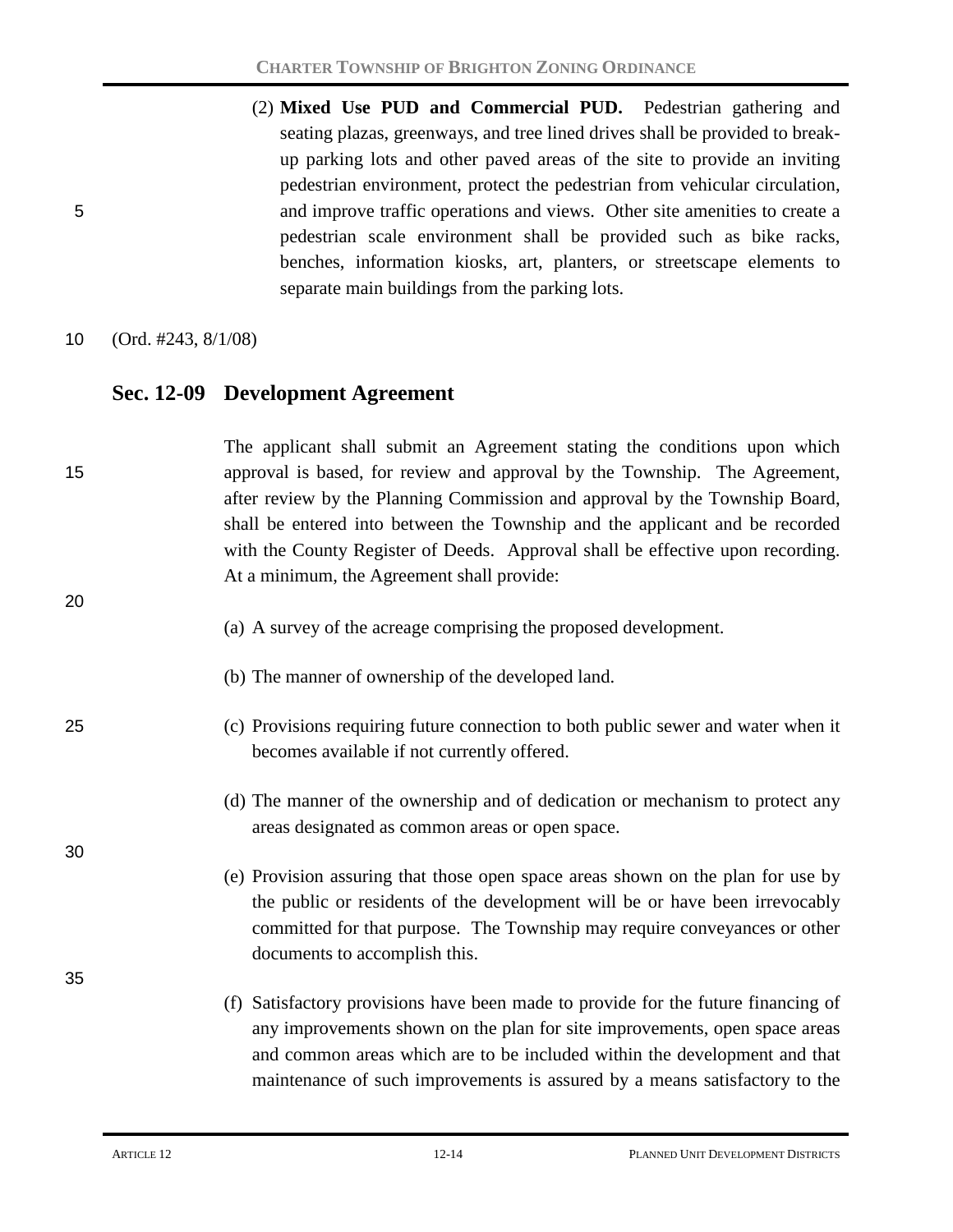(2) **Mixed Use PUD and Commercial PUD.** Pedestrian gathering and seating plazas, greenways, and tree lined drives shall be provided to break-up parking lots and other paved areas of the site to provide an inviting pedestrian environment, protect the pedestrian from vehicular circulation, and improve traffic operations and views. Other site amenities to create a pedestrian scale environment shall be provided such as bike racks, benches, information kiosks, art, planters, or streetscape elements to separate main buildings from the parking lots.

(Ord. #243, 8/1/08)

## Sec. 12-09 Development Agreement

The applicant shall submit an Agreement stating the conditions upon which approval is based, for review and approval by the Township. The Agreement, after review by the Planning Commission and approval by the Township Board, shall be entered into between the Township and the applicant and be recorded with the County Register of Deeds. Approval shall be effective upon recording. At a minimum, the Agreement shall provide:

(a) A survey of the acreage comprising the proposed development.

(b) The manner of ownership of the developed land.

(c) Provisions requiring future connection to both public sewer and water when it becomes available if not currently offered.

(d) The manner of the ownership and of dedication or mechanism to protect any areas designated as common areas or open space.

(e) Provision assuring that those open space areas shown on the plan for use by the public or residents of the development will be or have been irrevocably committed for that purpose. The Township may require conveyances or other documents to accomplish this.

(f) Satisfactory provisions have been made to provide for the future financing of any improvements shown on the plan for site improvements, open space areas and common areas which are to be included within the development and that maintenance of such improvements is assured by a means satisfactory to the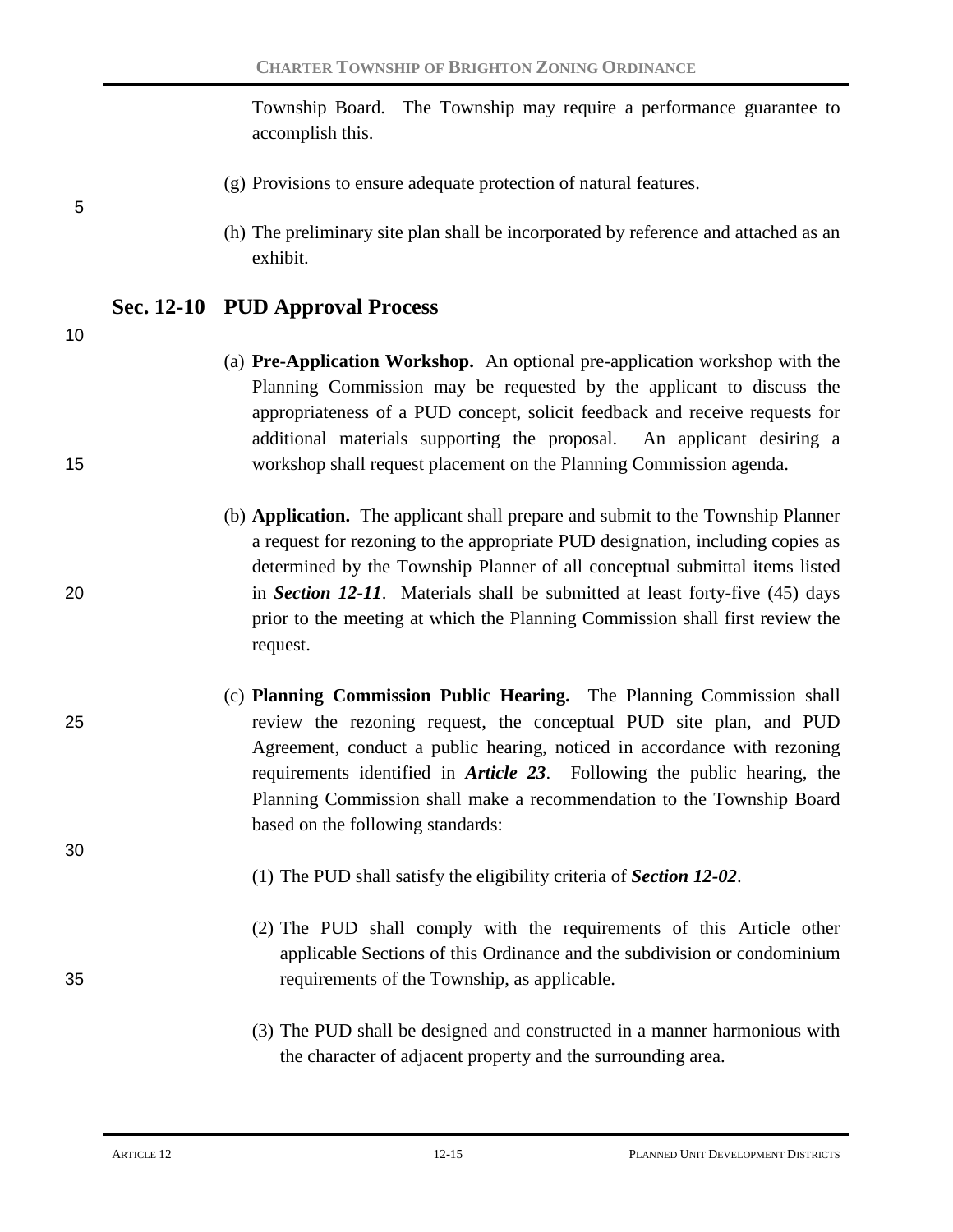Township Board. The Township may require a performance guarantee to accomplish this.

(g) Provisions to ensure adequate protection of natural features.

(h) The preliminary site plan shall be incorporated by reference and attached as an exhibit.

## Sec. 12-10 PUD Approval Process

(a) **Pre-Application Workshop.** An optional pre-application workshop with the Planning Commission may be requested by the applicant to discuss the appropriateness of a PUD concept, solicit feedback and receive requests for additional materials supporting the proposal. An applicant desiring a workshop shall request placement on the Planning Commission agenda.

(b) **Application.** The applicant shall prepare and submit to the Township Planner a request for rezoning to the appropriate PUD designation, including copies as determined by the Township Planner of all conceptual submittal items listed in ***Section 12-11***. Materials shall be submitted at least forty-five (45) days prior to the meeting at which the Planning Commission shall first review the request.

(c) **Planning Commission Public Hearing.** The Planning Commission shall review the rezoning request, the conceptual PUD site plan, and PUD Agreement, conduct a public hearing, noticed in accordance with rezoning requirements identified in ***Article 23***. Following the public hearing, the Planning Commission shall make a recommendation to the Township Board based on the following standards:

(1) The PUD shall satisfy the eligibility criteria of ***Section 12-02***.

(2) The PUD shall comply with the requirements of this Article other applicable Sections of this Ordinance and the subdivision or condominium requirements of the Township, as applicable.

(3) The PUD shall be designed and constructed in a manner harmonious with the character of adjacent property and the surrounding area.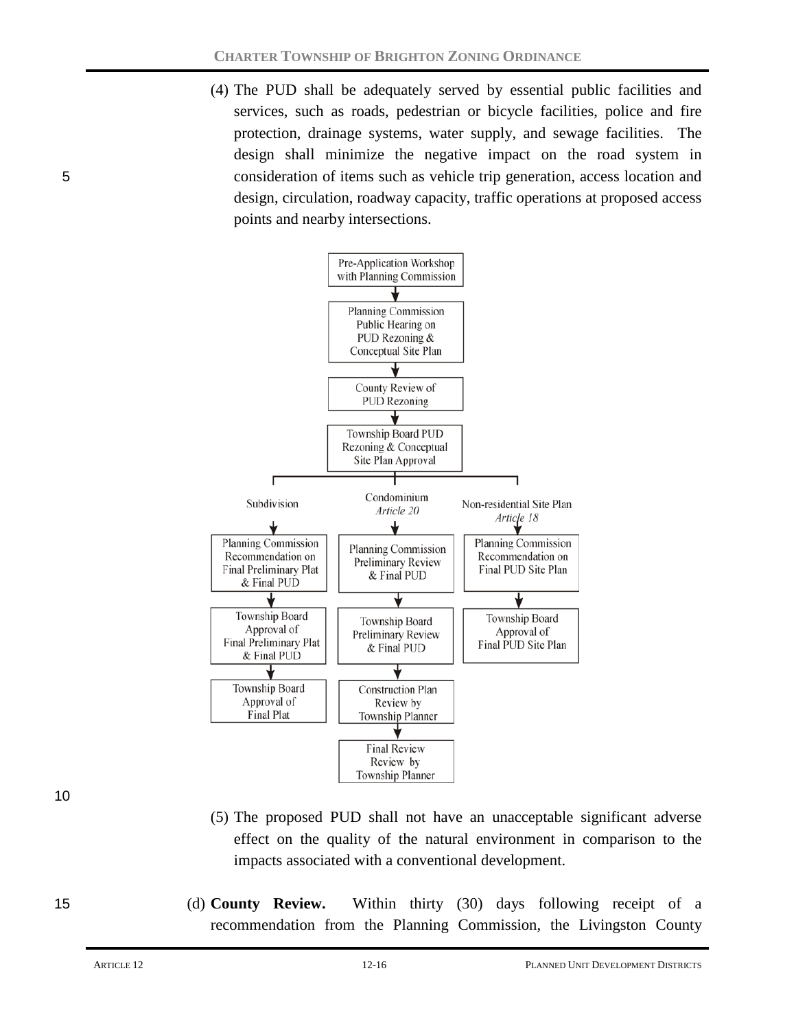(4) The PUD shall be adequately served by essential public facilities and services, such as roads, pedestrian or bicycle facilities, police and fire protection, drainage systems, water supply, and sewage facilities. The design shall minimize the negative impact on the road system in consideration of items such as vehicle trip generation, access location and design, circulation, roadway capacity, traffic operations at proposed access points and nearby intersections.

Pre-Application Workshop with Planning Commission
↓
Planning Commission Public Hearing on PUD Rezoning & Conceptual Site Plan
↓
County Review of PUD Rezoning
↓
Township Board PUD Rezoning & Conceptual Site Plan Approval

| Subdivision | Condominium *Article 20* | Non-residential Site Plan *Article 18* |
|---|---|---|
| Planning Commission Recommendation on Final Preliminary Plat & Final PUD | Planning Commission Preliminary Review & Final PUD | Planning Commission Recommendation on Final PUD Site Plan |
| Township Board Approval of Final Preliminary Plat & Final PUD | Township Board Preliminary Review & Final PUD | Township Board Approval of Final PUD Site Plan |
| Township Board Approval of Final Plat | Construction Plan Review by Township Planner | |
| | Final Review Review by Township Planner | |

(5) The proposed PUD shall not have an unacceptable significant adverse effect on the quality of the natural environment in comparison to the impacts associated with a conventional development.

(d) **County Review.** Within thirty (30) days following receipt of a recommendation from the Planning Commission, the Livingston County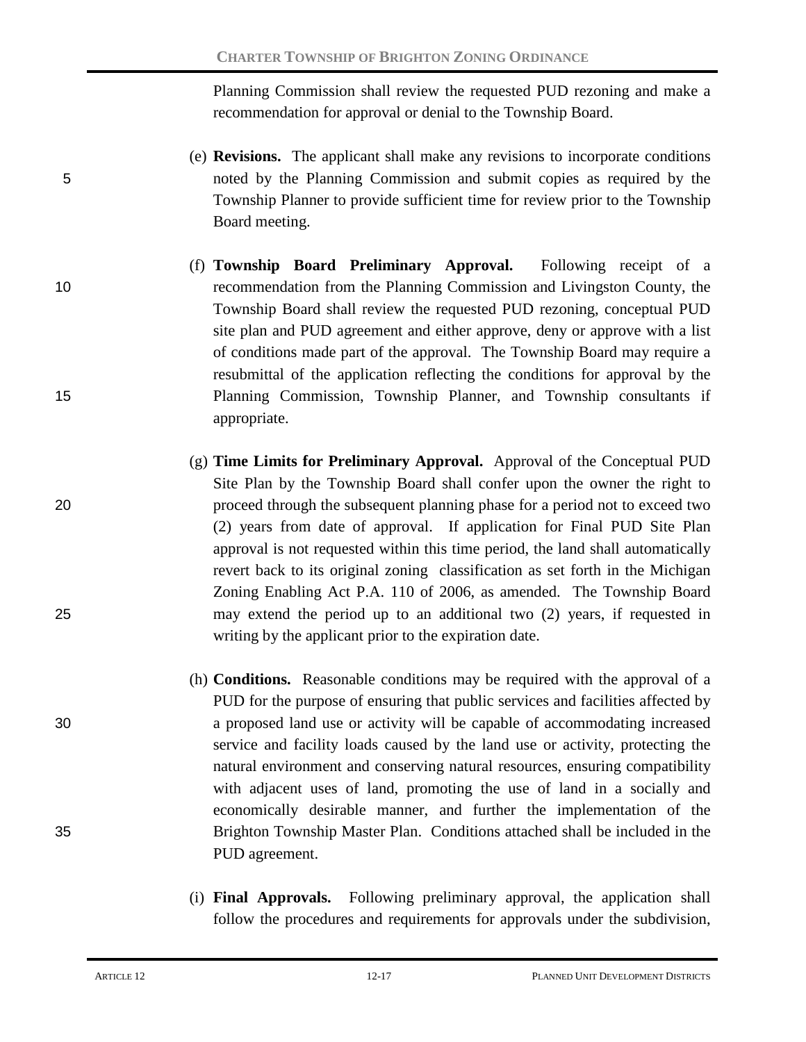Planning Commission shall review the requested PUD rezoning and make a recommendation for approval or denial to the Township Board.

(e) **Revisions.** The applicant shall make any revisions to incorporate conditions noted by the Planning Commission and submit copies as required by the Township Planner to provide sufficient time for review prior to the Township Board meeting.

(f) **Township Board Preliminary Approval.** Following receipt of a recommendation from the Planning Commission and Livingston County, the Township Board shall review the requested PUD rezoning, conceptual PUD site plan and PUD agreement and either approve, deny or approve with a list of conditions made part of the approval. The Township Board may require a resubmittal of the application reflecting the conditions for approval by the Planning Commission, Township Planner, and Township consultants if appropriate.

(g) **Time Limits for Preliminary Approval.** Approval of the Conceptual PUD Site Plan by the Township Board shall confer upon the owner the right to proceed through the subsequent planning phase for a period not to exceed two (2) years from date of approval. If application for Final PUD Site Plan approval is not requested within this time period, the land shall automatically revert back to its original zoning classification as set forth in the Michigan Zoning Enabling Act P.A. 110 of 2006, as amended. The Township Board may extend the period up to an additional two (2) years, if requested in writing by the applicant prior to the expiration date.

(h) **Conditions.** Reasonable conditions may be required with the approval of a PUD for the purpose of ensuring that public services and facilities affected by a proposed land use or activity will be capable of accommodating increased service and facility loads caused by the land use or activity, protecting the natural environment and conserving natural resources, ensuring compatibility with adjacent uses of land, promoting the use of land in a socially and economically desirable manner, and further the implementation of the Brighton Township Master Plan. Conditions attached shall be included in the PUD agreement.

(i) **Final Approvals.** Following preliminary approval, the application shall follow the procedures and requirements for approvals under the subdivision,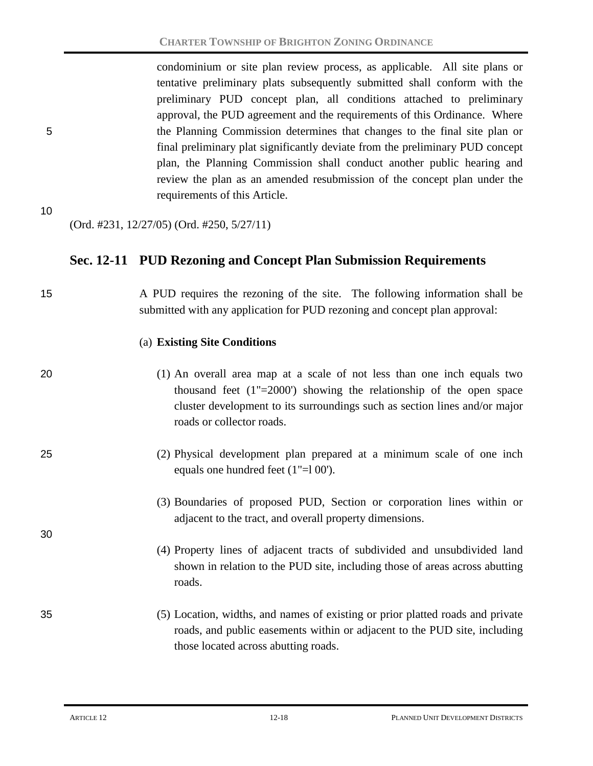condominium or site plan review process, as applicable. All site plans or tentative preliminary plats subsequently submitted shall conform with the preliminary PUD concept plan, all conditions attached to preliminary approval, the PUD agreement and the requirements of this Ordinance. Where the Planning Commission determines that changes to the final site plan or final preliminary plat significantly deviate from the preliminary PUD concept plan, the Planning Commission shall conduct another public hearing and review the plan as an amended resubmission of the concept plan under the requirements of this Article.

(Ord. #231, 12/27/05) (Ord. #250, 5/27/11)

## Sec. 12-11 PUD Rezoning and Concept Plan Submission Requirements

A PUD requires the rezoning of the site. The following information shall be submitted with any application for PUD rezoning and concept plan approval:

(a) **Existing Site Conditions**

(1) An overall area map at a scale of not less than one inch equals two thousand feet (1"=2000') showing the relationship of the open space cluster development to its surroundings such as section lines and/or major roads or collector roads.

(2) Physical development plan prepared at a minimum scale of one inch equals one hundred feet (1"=l 00').

(3) Boundaries of proposed PUD, Section or corporation lines within or adjacent to the tract, and overall property dimensions.

(4) Property lines of adjacent tracts of subdivided and unsubdivided land shown in relation to the PUD site, including those of areas across abutting roads.

(5) Location, widths, and names of existing or prior platted roads and private roads, and public easements within or adjacent to the PUD site, including those located across abutting roads.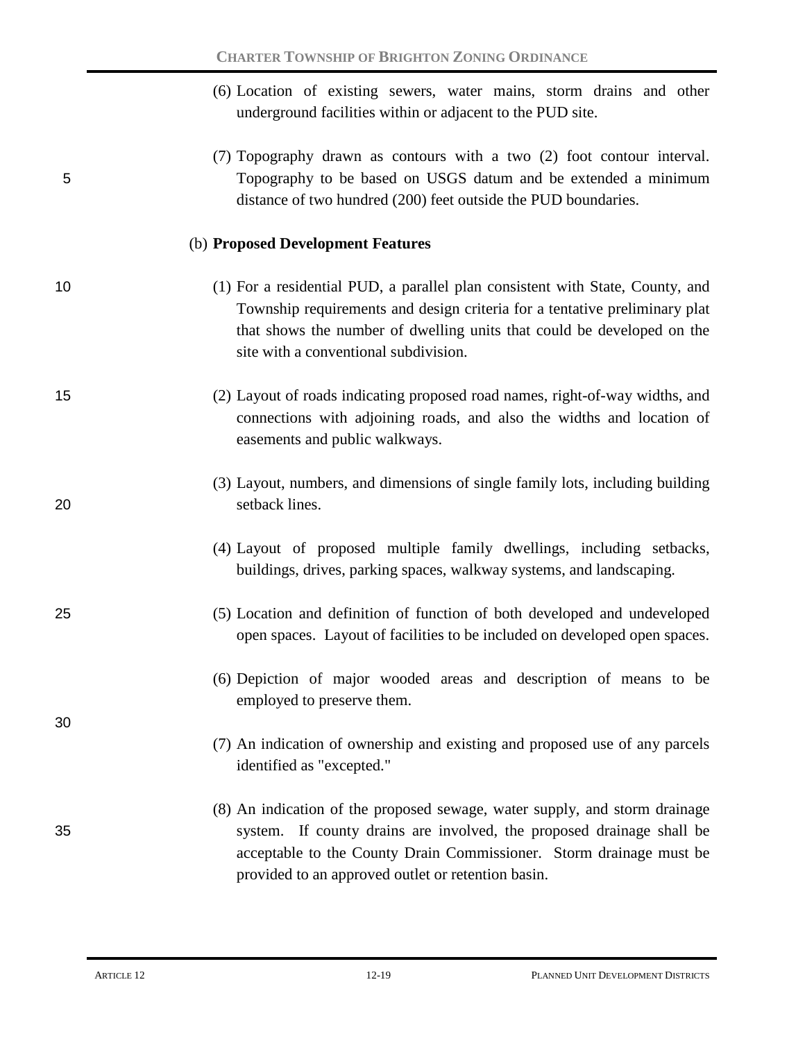(6) Location of existing sewers, water mains, storm drains and other underground facilities within or adjacent to the PUD site.

(7) Topography drawn as contours with a two (2) foot contour interval. Topography to be based on USGS datum and be extended a minimum distance of two hundred (200) feet outside the PUD boundaries.

(b) **Proposed Development Features**

(1) For a residential PUD, a parallel plan consistent with State, County, and Township requirements and design criteria for a tentative preliminary plat that shows the number of dwelling units that could be developed on the site with a conventional subdivision.

(2) Layout of roads indicating proposed road names, right-of-way widths, and connections with adjoining roads, and also the widths and location of easements and public walkways.

(3) Layout, numbers, and dimensions of single family lots, including building setback lines.

(4) Layout of proposed multiple family dwellings, including setbacks, buildings, drives, parking spaces, walkway systems, and landscaping.

(5) Location and definition of function of both developed and undeveloped open spaces. Layout of facilities to be included on developed open spaces.

(6) Depiction of major wooded areas and description of means to be employed to preserve them.

(7) An indication of ownership and existing and proposed use of any parcels identified as "excepted."

(8) An indication of the proposed sewage, water supply, and storm drainage system. If county drains are involved, the proposed drainage shall be acceptable to the County Drain Commissioner. Storm drainage must be provided to an approved outlet or retention basin.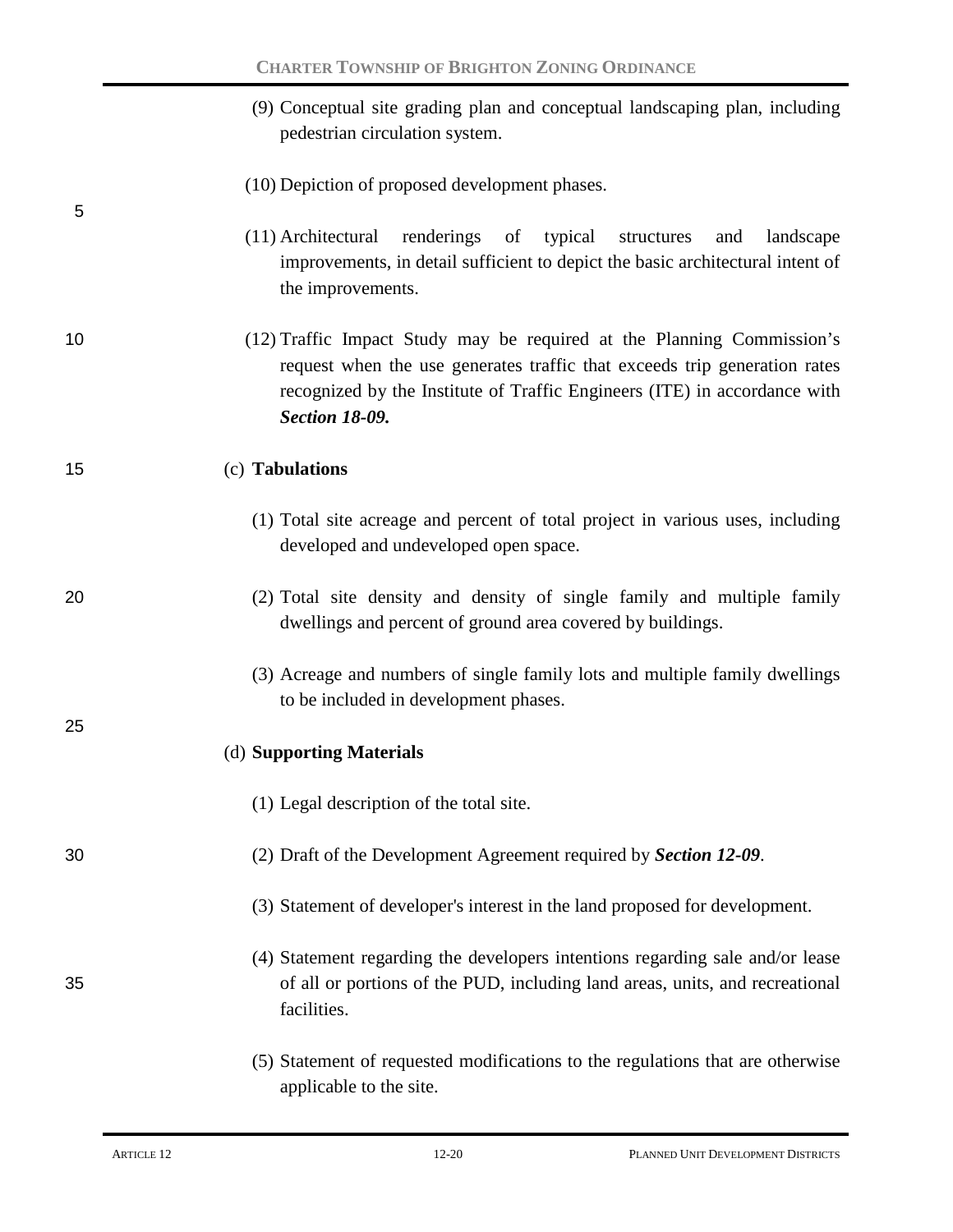(9) Conceptual site grading plan and conceptual landscaping plan, including pedestrian circulation system.

(10) Depiction of proposed development phases.

(11) Architectural renderings of typical structures and landscape improvements, in detail sufficient to depict the basic architectural intent of the improvements.

(12) Traffic Impact Study may be required at the Planning Commission's request when the use generates traffic that exceeds trip generation rates recognized by the Institute of Traffic Engineers (ITE) in accordance with ***Section 18-09.***

(c) **Tabulations**

(1) Total site acreage and percent of total project in various uses, including developed and undeveloped open space.

(2) Total site density and density of single family and multiple family dwellings and percent of ground area covered by buildings.

(3) Acreage and numbers of single family lots and multiple family dwellings to be included in development phases.

(d) **Supporting Materials**

(1) Legal description of the total site.

(2) Draft of the Development Agreement required by ***Section 12-09***.

(3) Statement of developer's interest in the land proposed for development.

(4) Statement regarding the developers intentions regarding sale and/or lease of all or portions of the PUD, including land areas, units, and recreational facilities.

(5) Statement of requested modifications to the regulations that are otherwise applicable to the site.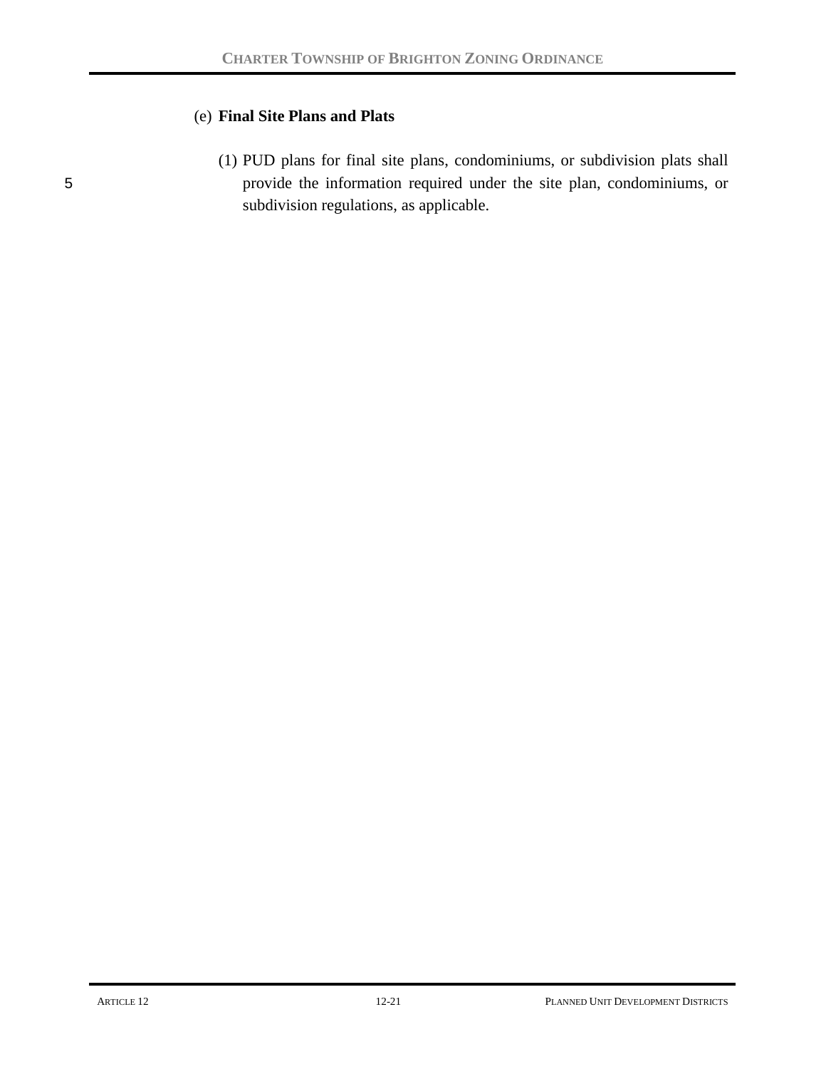(e) **Final Site Plans and Plats**

(1) PUD plans for final site plans, condominiums, or subdivision plats shall provide the information required under the site plan, condominiums, or subdivision regulations, as applicable.